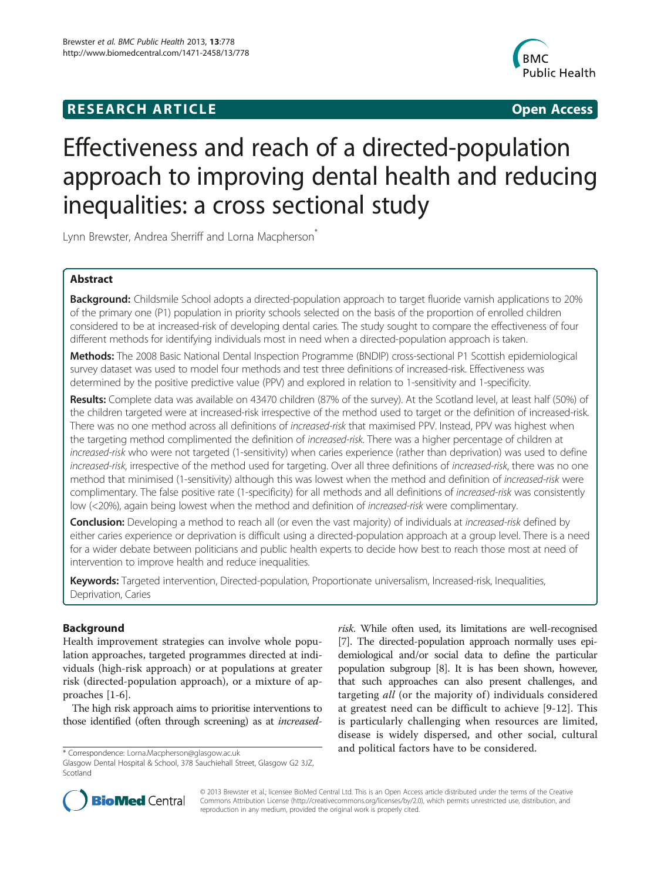**RESEARCH ARTICLE** **Open Access**

# Effectiveness and reach of a directed-population approach to improving dental health and reducing inequalities: a cross sectional study

Lynn Brewster, Andrea Sherriff and Lorna Macpherson*

## Abstract

**Background:** Childsmile School adopts a directed-population approach to target fluoride varnish applications to 20% of the primary one (P1) population in priority schools selected on the basis of the proportion of enrolled children considered to be at increased-risk of developing dental caries. The study sought to compare the effectiveness of four different methods for identifying individuals most in need when a directed-population approach is taken.

**Methods:** The 2008 Basic National Dental Inspection Programme (BNDIP) cross-sectional P1 Scottish epidemiological survey dataset was used to model four methods and test three definitions of increased-risk. Effectiveness was determined by the positive predictive value (PPV) and explored in relation to 1-sensitivity and 1-specificity.

**Results:** Complete data was available on 43470 children (87% of the survey). At the Scotland level, at least half (50%) of the children targeted were at increased-risk irrespective of the method used to target or the definition of increased-risk. There was no one method across all definitions of *increased-risk* that maximised PPV. Instead, PPV was highest when the targeting method complimented the definition of *increased-risk*. There was a higher percentage of children at *increased-risk* who were not targeted (1-sensitivity) when caries experience (rather than deprivation) was used to define *increased-risk*, irrespective of the method used for targeting. Over all three definitions of *increased-risk*, there was no one method that minimised (1-sensitivity) although this was lowest when the method and definition of *increased-risk* were complimentary. The false positive rate (1-specificity) for all methods and all definitions of *increased-risk* was consistently low (<20%), again being lowest when the method and definition of *increased-risk* were complimentary.

**Conclusion:** Developing a method to reach all (or even the vast majority) of individuals at *increased-risk* defined by either caries experience or deprivation is difficult using a directed-population approach at a group level. There is a need for a wider debate between politicians and public health experts to decide how best to reach those most at need of intervention to improve health and reduce inequalities.

**Keywords:** Targeted intervention, Directed-population, Proportionate universalism, Increased-risk, Inequalities, Deprivation, Caries

## Background

Health improvement strategies can involve whole population approaches, targeted programmes directed at individuals (high-risk approach) or at populations at greater risk (directed-population approach), or a mixture of approaches [1-6].

The high risk approach aims to prioritise interventions to those identified (often through screening) as at *increased-risk*. While often used, its limitations are well-recognised [7]. The directed-population approach normally uses epidemiological and/or social data to define the particular population subgroup [8]. It is has been shown, however, that such approaches can also present challenges, and targeting *all* (or the majority of) individuals considered at greatest need can be difficult to achieve [9-12]. This is particularly challenging when resources are limited, disease is widely dispersed, and other social, cultural and political factors have to be considered.

* Correspondence: Lorna.Macpherson@glasgow.ac.uk
Glasgow Dental Hospital & School, 378 Sauchiehall Street, Glasgow G2 3JZ, Scotland

© 2013 Brewster et al.; licensee BioMed Central Ltd. This is an Open Access article distributed under the terms of the Creative Commons Attribution License (http://creativecommons.org/licenses/by/2.0), which permits unrestricted use, distribution, and reproduction in any medium, provided the original work is properly cited.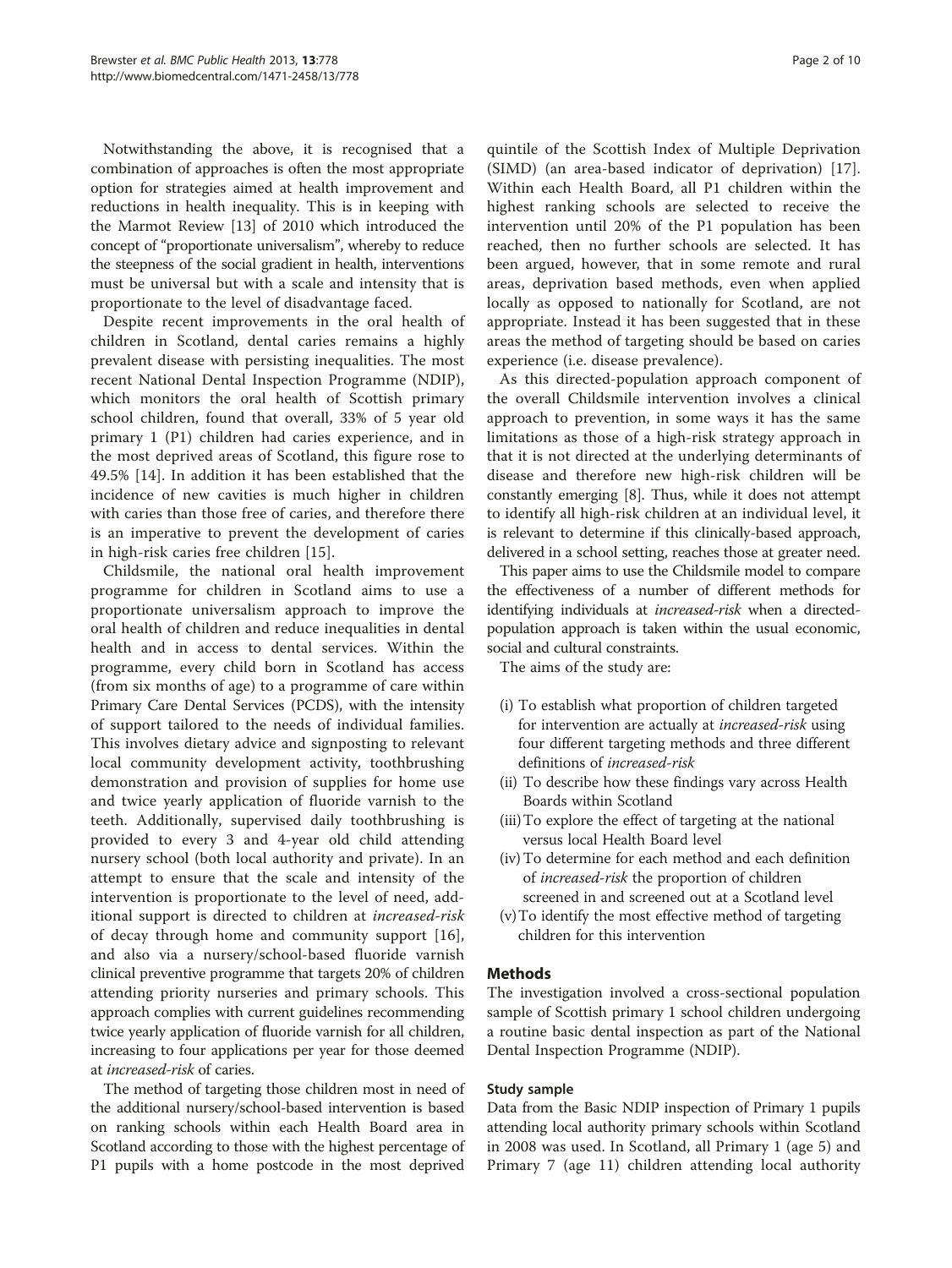Notwithstanding the above, it is recognised that a combination of approaches is often the most appropriate option for strategies aimed at health improvement and reductions in health inequality. This is in keeping with the Marmot Review [13] of 2010 which introduced the concept of "proportionate universalism", whereby to reduce the steepness of the social gradient in health, interventions must be universal but with a scale and intensity that is proportionate to the level of disadvantage faced.

Despite recent improvements in the oral health of children in Scotland, dental caries remains a highly prevalent disease with persisting inequalities. The most recent National Dental Inspection Programme (NDIP), which monitors the oral health of Scottish primary school children, found that overall, 33% of 5 year old primary 1 (P1) children had caries experience, and in the most deprived areas of Scotland, this figure rose to 49.5% [14]. In addition it has been established that the incidence of new cavities is much higher in children with caries than those free of caries, and therefore there is an imperative to prevent the development of caries in high-risk caries free children [15].

Childsmile, the national oral health improvement programme for children in Scotland aims to use a proportionate universalism approach to improve the oral health of children and reduce inequalities in dental health and in access to dental services. Within the programme, every child born in Scotland has access (from six months of age) to a programme of care within Primary Care Dental Services (PCDS), with the intensity of support tailored to the needs of individual families. This involves dietary advice and signposting to relevant local community development activity, toothbrushing demonstration and provision of supplies for home use and twice yearly application of fluoride varnish to the teeth. Additionally, supervised daily toothbrushing is provided to every 3 and 4-year old child attending nursery school (both local authority and private). In an attempt to ensure that the scale and intensity of the intervention is proportionate to the level of need, additional support is directed to children at *increased-risk* of decay through home and community support [16], and also via a nursery/school-based fluoride varnish clinical preventive programme that targets 20% of children attending priority nurseries and primary schools. This approach complies with current guidelines recommending twice yearly application of fluoride varnish for all children, increasing to four applications per year for those deemed at *increased-risk* of caries.

The method of targeting those children most in need of the additional nursery/school-based intervention is based on ranking schools within each Health Board area in Scotland according to those with the highest percentage of P1 pupils with a home postcode in the most deprived quintile of the Scottish Index of Multiple Deprivation (SIMD) (an area-based indicator of deprivation) [17]. Within each Health Board, all P1 children within the highest ranking schools are selected to receive the intervention until 20% of the P1 population has been reached, then no further schools are selected. It has been argued, however, that in some remote and rural areas, deprivation based methods, even when applied locally as opposed to nationally for Scotland, are not appropriate. Instead it has been suggested that in these areas the method of targeting should be based on caries experience (i.e. disease prevalence).

As this directed-population approach component of the overall Childsmile intervention involves a clinical approach to prevention, in some ways it has the same limitations as those of a high-risk strategy approach in that it is not directed at the underlying determinants of disease and therefore new high-risk children will be constantly emerging [8]. Thus, while it does not attempt to identify all high-risk children at an individual level, it is relevant to determine if this clinically-based approach, delivered in a school setting, reaches those at greater need.

This paper aims to use the Childsmile model to compare the effectiveness of a number of different methods for identifying individuals at *increased-risk* when a directed-population approach is taken within the usual economic, social and cultural constraints.

The aims of the study are:

(i) To establish what proportion of children targeted for intervention are actually at *increased-risk* using four different targeting methods and three different definitions of *increased-risk*
(ii) To describe how these findings vary across Health Boards within Scotland
(iii) To explore the effect of targeting at the national versus local Health Board level
(iv) To determine for each method and each definition of *increased-risk* the proportion of children screened in and screened out at a Scotland level
(v) To identify the most effective method of targeting children for this intervention

## Methods

The investigation involved a cross-sectional population sample of Scottish primary 1 school children undergoing a routine basic dental inspection as part of the National Dental Inspection Programme (NDIP).

### Study sample

Data from the Basic NDIP inspection of Primary 1 pupils attending local authority primary schools within Scotland in 2008 was used. In Scotland, all Primary 1 (age 5) and Primary 7 (age 11) children attending local authority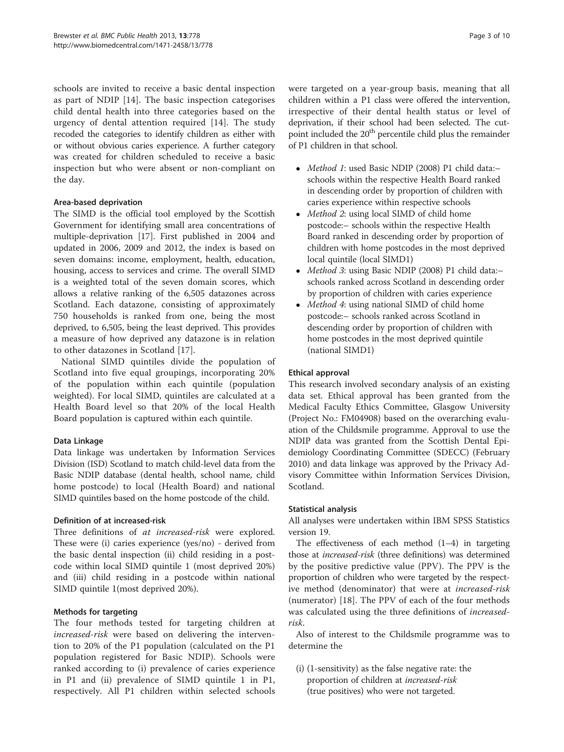schools are invited to receive a basic dental inspection as part of NDIP [14]. The basic inspection categorises child dental health into three categories based on the urgency of dental attention required [14]. The study recoded the categories to identify children as either with or without obvious caries experience. A further category was created for children scheduled to receive a basic inspection but who were absent or non-compliant on the day.

### Area-based deprivation

The SIMD is the official tool employed by the Scottish Government for identifying small area concentrations of multiple-deprivation [17]. First published in 2004 and updated in 2006, 2009 and 2012, the index is based on seven domains: income, employment, health, education, housing, access to services and crime. The overall SIMD is a weighted total of the seven domain scores, which allows a relative ranking of the 6,505 datazones across Scotland. Each datazone, consisting of approximately 750 households is ranked from one, being the most deprived, to 6,505, being the least deprived. This provides a measure of how deprived any datazone is in relation to other datazones in Scotland [17].

National SIMD quintiles divide the population of Scotland into five equal groupings, incorporating 20% of the population within each quintile (population weighted). For local SIMD, quintiles are calculated at a Health Board level so that 20% of the local Health Board population is captured within each quintile.

### Data Linkage

Data linkage was undertaken by Information Services Division (ISD) Scotland to match child-level data from the Basic NDIP database (dental health, school name, child home postcode) to local (Health Board) and national SIMD quintiles based on the home postcode of the child.

### Definition of at increased-risk

Three definitions of *at increased-risk* were explored. These were (i) caries experience (yes/no) - derived from the basic dental inspection (ii) child residing in a postcode within local SIMD quintile 1 (most deprived 20%) and (iii) child residing in a postcode within national SIMD quintile 1(most deprived 20%).

### Methods for targeting

The four methods tested for targeting children at *increased-risk* were based on delivering the intervention to 20% of the P1 population (calculated on the P1 population registered for Basic NDIP). Schools were ranked according to (i) prevalence of caries experience in P1 and (ii) prevalence of SIMD quintile 1 in P1, respectively. All P1 children within selected schools were targeted on a year-group basis, meaning that all children within a P1 class were offered the intervention, irrespective of their dental health status or level of deprivation, if their school had been selected. The cut-point included the 20$^{th}$ percentile child plus the remainder of P1 children in that school.

- *Method 1*: used Basic NDIP (2008) P1 child data:– schools within the respective Health Board ranked in descending order by proportion of children with caries experience within respective schools
- *Method 2*: using local SIMD of child home postcode:– schools within the respective Health Board ranked in descending order by proportion of children with home postcodes in the most deprived local quintile (local SIMD1)
- *Method 3*: using Basic NDIP (2008) P1 child data:– schools ranked across Scotland in descending order by proportion of children with caries experience
- *Method 4*: using national SIMD of child home postcode:– schools ranked across Scotland in descending order by proportion of children with home postcodes in the most deprived quintile (national SIMD1)

### Ethical approval

This research involved secondary analysis of an existing data set. Ethical approval has been granted from the Medical Faculty Ethics Committee, Glasgow University (Project No.: FM04908) based on the overarching evaluation of the Childsmile programme. Approval to use the NDIP data was granted from the Scottish Dental Epidemiology Coordinating Committee (SDECC) (February 2010) and data linkage was approved by the Privacy Advisory Committee within Information Services Division, Scotland.

### Statistical analysis

All analyses were undertaken within IBM SPSS Statistics version 19.

The effectiveness of each method (1–4) in targeting those at *increased-risk* (three definitions) was determined by the positive predictive value (PPV). The PPV is the proportion of children who were targeted by the respective method (denominator) that were at *increased-risk* (numerator) [18]. The PPV of each of the four methods was calculated using the three definitions of *increased-risk*.

Also of interest to the Childsmile programme was to determine the

(i) (1-sensitivity) as the false negative rate: the proportion of children at *increased-risk* (true positives) who were not targeted.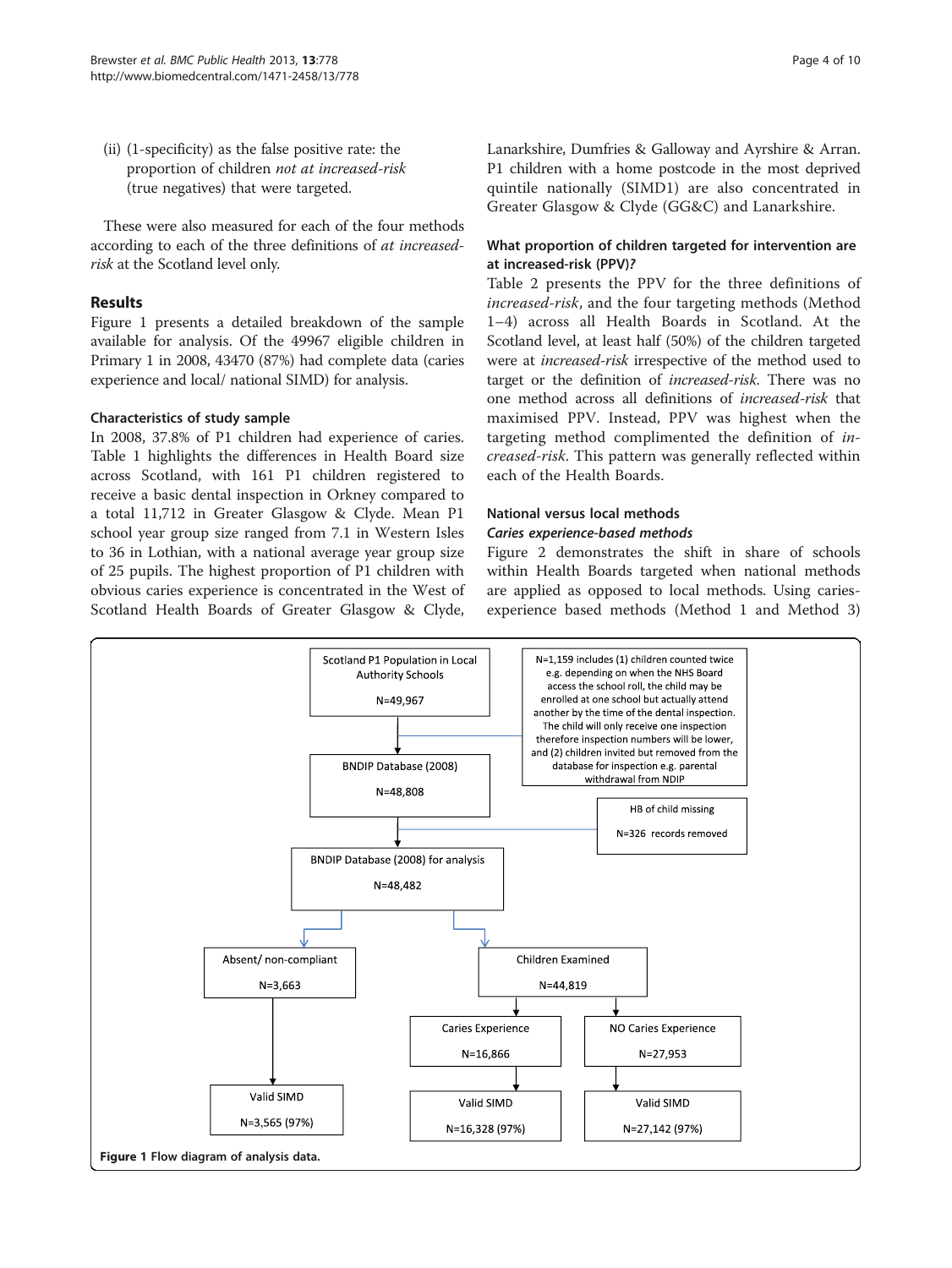(ii) (1-specificity) as the false positive rate: the proportion of children *not at increased-risk* (true negatives) that were targeted.

These were also measured for each of the four methods according to each of the three definitions of *at increased-risk* at the Scotland level only.

## Results

Figure 1 presents a detailed breakdown of the sample available for analysis. Of the 49967 eligible children in Primary 1 in 2008, 43470 (87%) had complete data (caries experience and local/ national SIMD) for analysis.

### Characteristics of study sample

In 2008, 37.8% of P1 children had experience of caries. Table 1 highlights the differences in Health Board size across Scotland, with 161 P1 children registered to receive a basic dental inspection in Orkney compared to a total 11,712 in Greater Glasgow & Clyde. Mean P1 school year group size ranged from 7.1 in Western Isles to 36 in Lothian, with a national average year group size of 25 pupils. The highest proportion of P1 children with obvious caries experience is concentrated in the West of Scotland Health Boards of Greater Glasgow & Clyde, Lanarkshire, Dumfries & Galloway and Ayrshire & Arran. P1 children with a home postcode in the most deprived quintile nationally (SIMD1) are also concentrated in Greater Glasgow & Clyde (GG&C) and Lanarkshire.

### What proportion of children targeted for intervention are at increased-risk (PPV)?

Table 2 presents the PPV for the three definitions of *increased-risk*, and the four targeting methods (Method 1–4) across all Health Boards in Scotland. At the Scotland level, at least half (50%) of the children targeted were at *increased-risk* irrespective of the method used to target or the definition of *increased-risk*. There was no one method across all definitions of *increased-risk* that maximised PPV. Instead, PPV was highest when the targeting method complimented the definition of *increased-risk*. This pattern was generally reflected within each of the Health Boards.

### National versus local methods

#### *Caries experience-based methods*

Figure 2 demonstrates the shift in share of schools within Health Boards targeted when national methods are applied as opposed to local methods. Using caries-experience based methods (Method 1 and Method 3)

Scotland P1 Population in Local Authority Schools N=49,967

N=1,159 includes (1) children counted twice e.g. depending on when the NHS Board access the school roll, the child may be enrolled at one school but actually attend another by the time of the dental inspection. The child will only receive one inspection therefore inspection numbers will be lower, and (2) children invited but removed from the database for inspection e.g. parental withdrawal from NDIP

BNDIP Database (2008) N=48,808

HB of child missing N=326 records removed

BNDIP Database (2008) for analysis N=48,482

Absent/ non-compliant N=3,663 → Valid SIMD N=3,565 (97%)

Children Examined N=44,819

Caries Experience N=16,866 → Valid SIMD N=16,328 (97%)

NO Caries Experience N=27,953 → Valid SIMD N=27,142 (97%)

**Figure 1** Flow diagram of analysis data.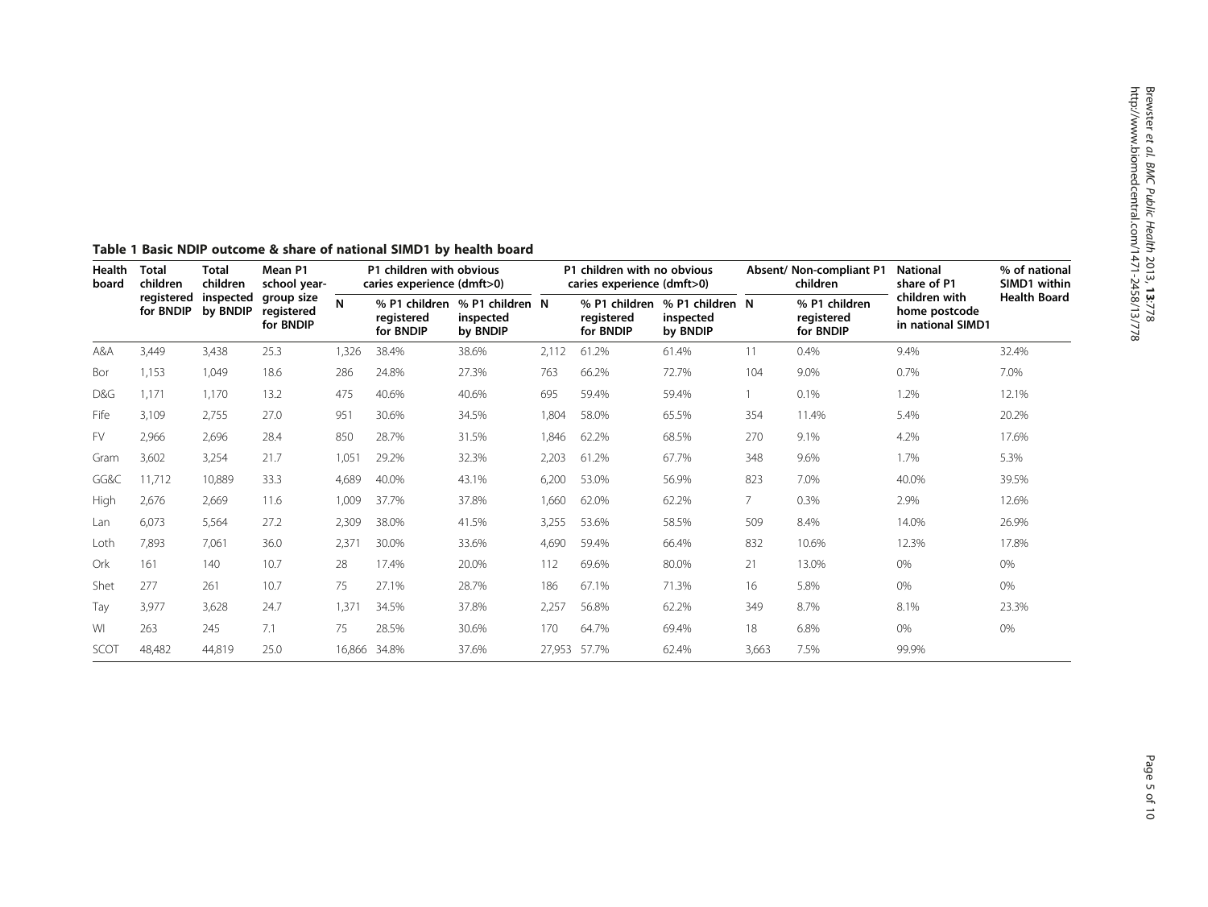**Table 1 Basic NDIP outcome & share of national SIMD1 by health board**

| Health board | Total children registered for BNDIP | Total children inspected by BNDIP | Mean P1 school year-group size registered for BNDIP | P1 children with obvious caries experience (dmft>0) | | | P1 children with no obvious caries experience (dmft>0) | | | Absent/ Non-compliant P1 children | | National share of P1 children with home postcode in national SIMD1 | % of national SIMD1 within Health Board |
|---|---|---|---|---|---|---|---|---|---|---|---|---|---|
| | | | | N | % P1 children registered for BNDIP | % P1 children inspected by BNDIP | N | % P1 children registered for BNDIP | % P1 children inspected by BNDIP | N | % P1 children registered for BNDIP | | |
| A&A | 3,449 | 3,438 | 25.3 | 1,326 | 38.4% | 38.6% | 2,112 | 61.2% | 61.4% | 11 | 0.4% | 9.4% | 32.4% |
| Bor | 1,153 | 1,049 | 18.6 | 286 | 24.8% | 27.3% | 763 | 66.2% | 72.7% | 104 | 9.0% | 0.7% | 7.0% |
| D&G | 1,171 | 1,170 | 13.2 | 475 | 40.6% | 40.6% | 695 | 59.4% | 59.4% | 1 | 0.1% | 1.2% | 12.1% |
| Fife | 3,109 | 2,755 | 27.0 | 951 | 30.6% | 34.5% | 1,804 | 58.0% | 65.5% | 354 | 11.4% | 5.4% | 20.2% |
| FV | 2,966 | 2,696 | 28.4 | 850 | 28.7% | 31.5% | 1,846 | 62.2% | 68.5% | 270 | 9.1% | 4.2% | 17.6% |
| Gram | 3,602 | 3,254 | 21.7 | 1,051 | 29.2% | 32.3% | 2,203 | 61.2% | 67.7% | 348 | 9.6% | 1.7% | 5.3% |
| GG&C | 11,712 | 10,889 | 33.3 | 4,689 | 40.0% | 43.1% | 6,200 | 53.0% | 56.9% | 823 | 7.0% | 40.0% | 39.5% |
| High | 2,676 | 2,669 | 11.6 | 1,009 | 37.7% | 37.8% | 1,660 | 62.0% | 62.2% | 7 | 0.3% | 2.9% | 12.6% |
| Lan | 6,073 | 5,564 | 27.2 | 2,309 | 38.0% | 41.5% | 3,255 | 53.6% | 58.5% | 509 | 8.4% | 14.0% | 26.9% |
| Loth | 7,893 | 7,061 | 36.0 | 2,371 | 30.0% | 33.6% | 4,690 | 59.4% | 66.4% | 832 | 10.6% | 12.3% | 17.8% |
| Ork | 161 | 140 | 10.7 | 28 | 17.4% | 20.0% | 112 | 69.6% | 80.0% | 21 | 13.0% | 0% | 0% |
| Shet | 277 | 261 | 10.7 | 75 | 27.1% | 28.7% | 186 | 67.1% | 71.3% | 16 | 5.8% | 0% | 0% |
| Tay | 3,977 | 3,628 | 24.7 | 1,371 | 34.5% | 37.8% | 2,257 | 56.8% | 62.2% | 349 | 8.7% | 8.1% | 23.3% |
| WI | 263 | 245 | 7.1 | 75 | 28.5% | 30.6% | 170 | 64.7% | 69.4% | 18 | 6.8% | 0% | 0% |
| SCOT | 48,482 | 44,819 | 25.0 | 16,866 | 34.8% | 37.6% | 27,953 | 57.7% | 62.4% | 3,663 | 7.5% | 99.9% | |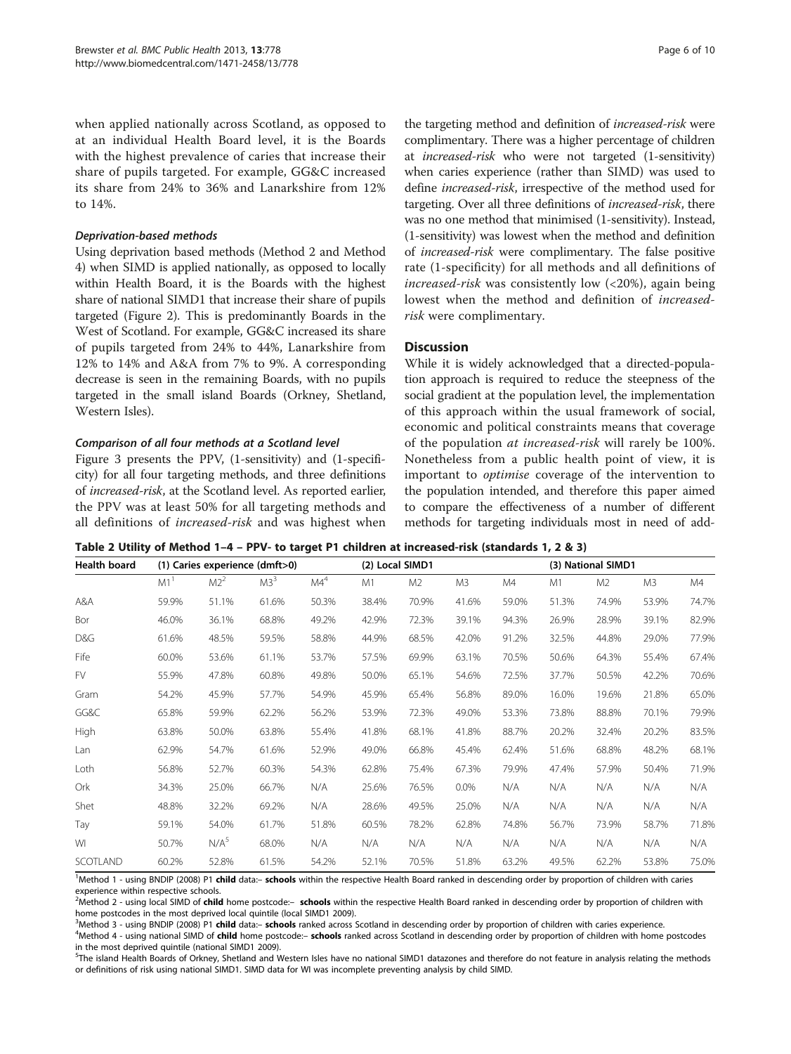when applied nationally across Scotland, as opposed to at an individual Health Board level, it is the Boards with the highest prevalence of caries that increase their share of pupils targeted. For example, GG&C increased its share from 24% to 36% and Lanarkshire from 12% to 14%.

#### *Deprivation-based methods*

Using deprivation based methods (Method 2 and Method 4) when SIMD is applied nationally, as opposed to locally within Health Board, it is the Boards with the highest share of national SIMD1 that increase their share of pupils targeted (Figure 2). This is predominantly Boards in the West of Scotland. For example, GG&C increased its share of pupils targeted from 24% to 44%, Lanarkshire from 12% to 14% and A&A from 7% to 9%. A corresponding decrease is seen in the remaining Boards, with no pupils targeted in the small island Boards (Orkney, Shetland, Western Isles).

#### *Comparison of all four methods at a Scotland level*

Figure 3 presents the PPV, (1-sensitivity) and (1-specificity) for all four targeting methods, and three definitions of *increased-risk*, at the Scotland level. As reported earlier, the PPV was at least 50% for all targeting methods and all definitions of *increased-risk* and was highest when the targeting method and definition of *increased-risk* were complimentary. There was a higher percentage of children at *increased-risk* who were not targeted (1-sensitivity) when caries experience (rather than SIMD) was used to define *increased-risk*, irrespective of the method used for targeting. Over all three definitions of *increased-risk*, there was no one method that minimised (1-sensitivity). Instead, (1-sensitivity) was lowest when the method and definition of *increased-risk* were complimentary. The false positive rate (1-specificity) for all methods and all definitions of *increased-risk* was consistently low (<20%), again being lowest when the method and definition of *increased-risk* were complimentary.

## Discussion

While it is widely acknowledged that a directed-population approach is required to reduce the steepness of the social gradient at the population level, the implementation of this approach within the usual framework of social, economic and political constraints means that coverage of the population *at increased-risk* will rarely be 100%. Nonetheless from a public health point of view, it is important to *optimise* coverage of the intervention to the population intended, and therefore this paper aimed to compare the effectiveness of a number of different methods for targeting individuals most in need of add-

**Table 2 Utility of Method 1–4 – PPV- to target P1 children at increased-risk (standards 1, 2 & 3)**

| Health board | (1) Caries experience (dmft>0) | | | | (2) Local SIMD1 | | | | (3) National SIMD1 | | | |
|---|---|---|---|---|---|---|---|---|---|---|---|---|
| | M1[1] | M2[2] | M3[3] | M4[4] | M1 | M2 | M3 | M4 | M1 | M2 | M3 | M4 |
| A&A | 59.9% | 51.1% | 61.6% | 50.3% | 38.4% | 70.9% | 41.6% | 59.0% | 51.3% | 74.9% | 53.9% | 74.7% |
| Bor | 46.0% | 36.1% | 68.8% | 49.2% | 42.9% | 72.3% | 39.1% | 94.3% | 26.9% | 28.9% | 39.1% | 82.9% |
| D&G | 61.6% | 48.5% | 59.5% | 58.8% | 44.9% | 68.5% | 42.0% | 91.2% | 32.5% | 44.8% | 29.0% | 77.9% |
| Fife | 60.0% | 53.6% | 61.1% | 53.7% | 57.5% | 69.9% | 63.1% | 70.5% | 50.6% | 64.3% | 55.4% | 67.4% |
| FV | 55.9% | 47.8% | 60.8% | 49.8% | 50.0% | 65.1% | 54.6% | 72.5% | 37.7% | 50.5% | 42.2% | 70.6% |
| Gram | 54.2% | 45.9% | 57.7% | 54.9% | 45.9% | 65.4% | 56.8% | 89.0% | 16.0% | 19.6% | 21.8% | 65.0% |
| GG&C | 65.8% | 59.9% | 62.2% | 56.2% | 53.9% | 72.3% | 49.0% | 53.3% | 73.8% | 88.8% | 70.1% | 79.9% |
| High | 63.8% | 50.0% | 63.8% | 55.4% | 41.8% | 68.1% | 41.8% | 88.7% | 20.2% | 32.4% | 20.2% | 83.5% |
| Lan | 62.9% | 54.7% | 61.6% | 52.9% | 49.0% | 66.8% | 45.4% | 62.4% | 51.6% | 68.8% | 48.2% | 68.1% |
| Loth | 56.8% | 52.7% | 60.3% | 54.3% | 62.8% | 75.4% | 67.3% | 79.9% | 47.4% | 57.9% | 50.4% | 71.9% |
| Ork | 34.3% | 25.0% | 66.7% | N/A | 25.6% | 76.5% | 0.0% | N/A | N/A | N/A | N/A | N/A |
| Shet | 48.8% | 32.2% | 69.2% | N/A | 28.6% | 49.5% | 25.0% | N/A | N/A | N/A | N/A | N/A |
| Tay | 59.1% | 54.0% | 61.7% | 51.8% | 60.5% | 78.2% | 62.8% | 74.8% | 56.7% | 73.9% | 58.7% | 71.8% |
| WI | 50.7% | N/A[5] | 68.0% | N/A | N/A | N/A | N/A | N/A | N/A | N/A | N/A | N/A |
| SCOTLAND | 60.2% | 52.8% | 61.5% | 54.2% | 52.1% | 70.5% | 51.8% | 63.2% | 49.5% | 62.2% | 53.8% | 75.0% |

[1]Method 1 - using BNDIP (2008) P1 **child** data:– **schools** within the respective Health Board ranked in descending order by proportion of children with caries experience within respective schools.

[2]Method 2 - using local SIMD of **child** home postcode:– **schools** within the respective Health Board ranked in descending order by proportion of children with home postcodes in the most deprived local quintile (local SIMD1 2009).

[3]Method 3 - using BNDIP (2008) P1 **child** data:– **schools** ranked across Scotland in descending order by proportion of children with caries experience.

[4]Method 4 - using national SIMD of **child** home postcode:– **schools** ranked across Scotland in descending order by proportion of children with home postcodes in the most deprived quintile (national SIMD1 2009).

[5]The island Health Boards of Orkney, Shetland and Western Isles have no national SIMD1 datazones and therefore do not feature in analysis relating the methods or definitions of risk using national SIMD1. SIMD data for WI was incomplete preventing analysis by child SIMD.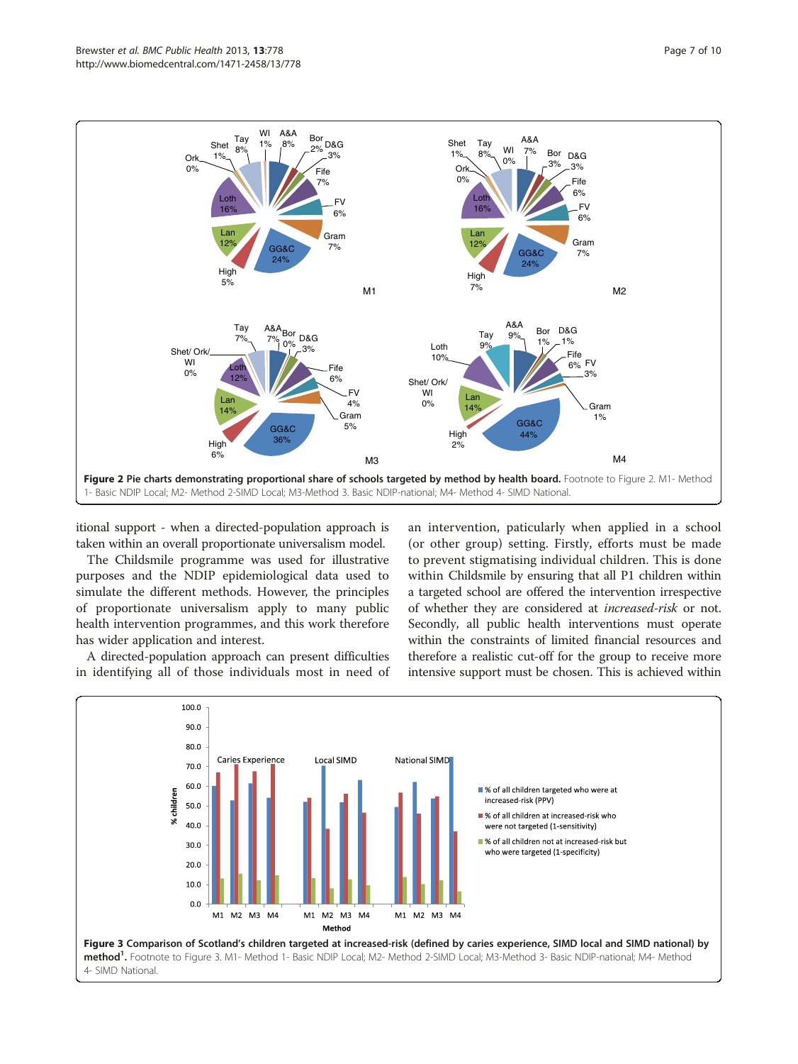**Figure 2 Pie charts demonstrating proportional share of schools targeted by method by health board.** Footnote to Figure 2. M1- Method 1- Basic NDIP Local; M2- Method 2-SIMD Local; M3-Method 3. Basic NDIP-national; M4- Method 4- SIMD National.

itional support - when a directed-population approach is taken within an overall proportionate universalism model.

The Childsmile programme was used for illustrative purposes and the NDIP epidemiological data used to simulate the different methods. However, the principles of proportionate universalism apply to many public health intervention programmes, and this work therefore has wider application and interest.

A directed-population approach can present difficulties in identifying all of those individuals most in need of an intervention, paticularly when applied in a school (or other group) setting. Firstly, efforts must be made to prevent stigmatising individual children. This is done within Childsmile by ensuring that all P1 children within a targeted school are offered the intervention irrespective of whether they are considered at *increased-risk* or not. Secondly, all public health interventions must operate within the constraints of limited financial resources and therefore a realistic cut-off for the group to receive more intensive support must be chosen. This is achieved within

**Figure 3 Comparison of Scotland's children targeted at increased-risk (defined by caries experience, SIMD local and SIMD national) by method[1].** Footnote to Figure 3. M1- Method 1- Basic NDIP Local; M2- Method 2-SIMD Local; M3-Method 3- Basic NDIP-national; M4- Method 4- SIMD National.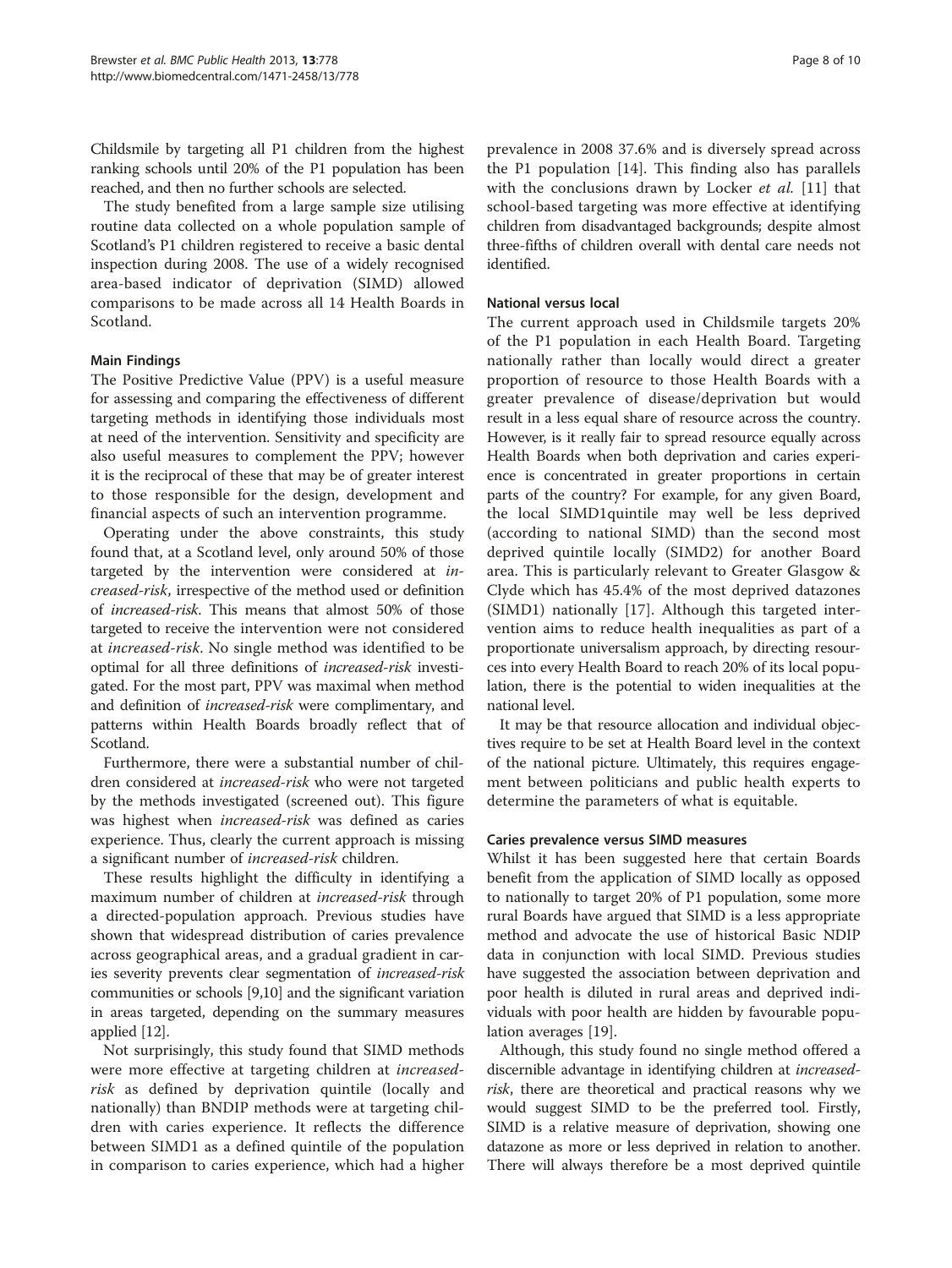Childsmile by targeting all P1 children from the highest ranking schools until 20% of the P1 population has been reached, and then no further schools are selected.

The study benefited from a large sample size utilising routine data collected on a whole population sample of Scotland's P1 children registered to receive a basic dental inspection during 2008. The use of a widely recognised area-based indicator of deprivation (SIMD) allowed comparisons to be made across all 14 Health Boards in Scotland.

### Main Findings

The Positive Predictive Value (PPV) is a useful measure for assessing and comparing the effectiveness of different targeting methods in identifying those individuals most at need of the intervention. Sensitivity and specificity are also useful measures to complement the PPV; however it is the reciprocal of these that may be of greater interest to those responsible for the design, development and financial aspects of such an intervention programme.

Operating under the above constraints, this study found that, at a Scotland level, only around 50% of those targeted by the intervention were considered at *increased-risk*, irrespective of the method used or definition of *increased-risk*. This means that almost 50% of those targeted to receive the intervention were not considered at *increased-risk*. No single method was identified to be optimal for all three definitions of *increased-risk* investigated. For the most part, PPV was maximal when method and definition of *increased-risk* were complimentary, and patterns within Health Boards broadly reflect that of Scotland.

Furthermore, there were a substantial number of children considered at *increased-risk* who were not targeted by the methods investigated (screened out). This figure was highest when *increased-risk* was defined as caries experience. Thus, clearly the current approach is missing a significant number of *increased-risk* children.

These results highlight the difficulty in identifying a maximum number of children at *increased-risk* through a directed-population approach. Previous studies have shown that widespread distribution of caries prevalence across geographical areas, and a gradual gradient in caries severity prevents clear segmentation of *increased-risk* communities or schools [9,10] and the significant variation in areas targeted, depending on the summary measures applied [12].

Not surprisingly, this study found that SIMD methods were more effective at targeting children at *increased-risk* as defined by deprivation quintile (locally and nationally) than BNDIP methods were at targeting children with caries experience. It reflects the difference between SIMD1 as a defined quintile of the population in comparison to caries experience, which had a higher prevalence in 2008 37.6% and is diversely spread across the P1 population [14]. This finding also has parallels with the conclusions drawn by Locker *et al.* [11] that school-based targeting was more effective at identifying children from disadvantaged backgrounds; despite almost three-fifths of children overall with dental care needs not identified.

### National versus local

The current approach used in Childsmile targets 20% of the P1 population in each Health Board. Targeting nationally rather than locally would direct a greater proportion of resource to those Health Boards with a greater prevalence of disease/deprivation but would result in a less equal share of resource across the country. However, is it really fair to spread resource equally across Health Boards when both deprivation and caries experience is concentrated in greater proportions in certain parts of the country? For example, for any given Board, the local SIMD1quintile may well be less deprived (according to national SIMD) than the second most deprived quintile locally (SIMD2) for another Board area. This is particularly relevant to Greater Glasgow & Clyde which has 45.4% of the most deprived datazones (SIMD1) nationally [17]. Although this targeted intervention aims to reduce health inequalities as part of a proportionate universalism approach, by directing resources into every Health Board to reach 20% of its local population, there is the potential to widen inequalities at the national level.

It may be that resource allocation and individual objectives require to be set at Health Board level in the context of the national picture. Ultimately, this requires engagement between politicians and public health experts to determine the parameters of what is equitable.

### Caries prevalence versus SIMD measures

Whilst it has been suggested here that certain Boards benefit from the application of SIMD locally as opposed to nationally to target 20% of P1 population, some more rural Boards have argued that SIMD is a less appropriate method and advocate the use of historical Basic NDIP data in conjunction with local SIMD. Previous studies have suggested the association between deprivation and poor health is diluted in rural areas and deprived individuals with poor health are hidden by favourable population averages [19].

Although, this study found no single method offered a discernible advantage in identifying children at *increased-risk*, there are theoretical and practical reasons why we would suggest SIMD to be the preferred tool. Firstly, SIMD is a relative measure of deprivation, showing one datazone as more or less deprived in relation to another. There will always therefore be a most deprived quintile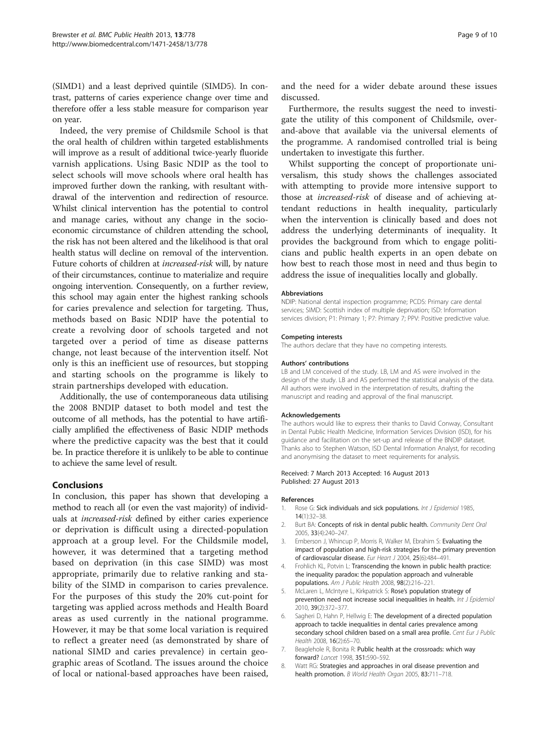(SIMD1) and a least deprived quintile (SIMD5). In contrast, patterns of caries experience change over time and therefore offer a less stable measure for comparison year on year.

Indeed, the very premise of Childsmile School is that the oral health of children within targeted establishments will improve as a result of additional twice-yearly fluoride varnish applications. Using Basic NDIP as the tool to select schools will move schools where oral health has improved further down the ranking, with resultant withdrawal of the intervention and redirection of resource. Whilst clinical intervention has the potential to control and manage caries, without any change in the socioeconomic circumstance of children attending the school, the risk has not been altered and the likelihood is that oral health status will decline on removal of the intervention. Future cohorts of children at *increased-risk* will, by nature of their circumstances, continue to materialize and require ongoing intervention. Consequently, on a further review, this school may again enter the highest ranking schools for caries prevalence and selection for targeting. Thus, methods based on Basic NDIP have the potential to create a revolving door of schools targeted and not targeted over a period of time as disease patterns change, not least because of the intervention itself. Not only is this an inefficient use of resources, but stopping and starting schools on the programme is likely to strain partnerships developed with education.

Additionally, the use of contemporaneous data utilising the 2008 BNDIP dataset to both model and test the outcome of all methods, has the potential to have artificially amplified the effectiveness of Basic NDIP methods where the predictive capacity was the best that it could be. In practice therefore it is unlikely to be able to continue to achieve the same level of result.

## Conclusions

In conclusion, this paper has shown that developing a method to reach all (or even the vast majority) of individuals at *increased-risk* defined by either caries experience or deprivation is difficult using a directed-population approach at a group level. For the Childsmile model, however, it was determined that a targeting method based on deprivation (in this case SIMD) was most appropriate, primarily due to relative ranking and stability of the SIMD in comparison to caries prevalence. For the purposes of this study the 20% cut-point for targeting was applied across methods and Health Board areas as used currently in the national programme. However, it may be that some local variation is required to reflect a greater need (as demonstrated by share of national SIMD and caries prevalence) in certain geographic areas of Scotland. The issues around the choice of local or national-based approaches have been raised, and the need for a wider debate around these issues discussed.

Furthermore, the results suggest the need to investigate the utility of this component of Childsmile, over-and-above that available via the universal elements of the programme. A randomised controlled trial is being undertaken to investigate this further.

Whilst supporting the concept of proportionate universalism, this study shows the challenges associated with attempting to provide more intensive support to those at *increased-risk* of disease and of achieving attendant reductions in health inequality, particularly when the intervention is clinically based and does not address the underlying determinants of inequality. It provides the background from which to engage politicians and public health experts in an open debate on how best to reach those most in need and thus begin to address the issue of inequalities locally and globally.

#### Abbreviations

NDIP: National dental inspection programme; PCDS: Primary care dental services; SIMD: Scottish index of multiple deprivation; ISD: Information services division; P1: Primary 1; P7: Primary 7; PPV: Positive predictive value.

#### Competing interests

The authors declare that they have no competing interests.

#### Authors' contributions

LB and LM conceived of the study. LB, LM and AS were involved in the design of the study. LB and AS performed the statistical analysis of the data. All authors were involved in the interpretation of results, drafting the manuscript and reading and approval of the final manuscript.

#### Acknowledgements

The authors would like to express their thanks to David Conway, Consultant in Dental Public Health Medicine, Information Services Division (ISD), for his guidance and facilitation on the set-up and release of the BNDIP dataset. Thanks also to Stephen Watson, ISD Dental Information Analyst, for recoding and anonymising the dataset to meet requirements for analysis.

Received: 7 March 2013 Accepted: 16 August 2013
Published: 27 August 2013

#### References

1. Rose G: **Sick individuals and sick populations.** *Int J Epidemiol* 1985, **14**(1):32–38.
2. Burt BA: **Concepts of risk in dental public health.** *Community Dent Oral* 2005, **33**(4):240–247.
3. Emberson J, Whincup P, Morris R, Walker M, Ebrahim S: **Evaluating the impact of population and high-risk strategies for the primary prevention of cardiovascular disease.** *Eur Heart J* 2004, **25**(6):484–491.
4. Frohlich KL, Potvin L: **Transcending the known in public health practice: the inequality paradox: the population approach and vulnerable populations.** *Am J Public Health* 2008, **98**(2):216–221.
5. McLaren L, McIntyre L, Kirkpatrick S: **Rose's population strategy of prevention need not increase social inequalities in health.** *Int J Epidemiol* 2010, **39**(2):372–377.
6. Sagheri D, Hahn P, Hellwig E: **The development of a directed population approach to tackle inequalities in dental caries prevalence among secondary school children based on a small area profile.** *Cent Eur J Public Health* 2008, **16**(2):65–70.
7. Beaglehole R, Bonita R: **Public health at the crossroads: which way forward?** *Lancet* 1998, **351:**590–592.
8. Watt RG: **Strategies and approaches in oral disease prevention and health promotion.** *B World Health Organ* 2005, **83:**711–718.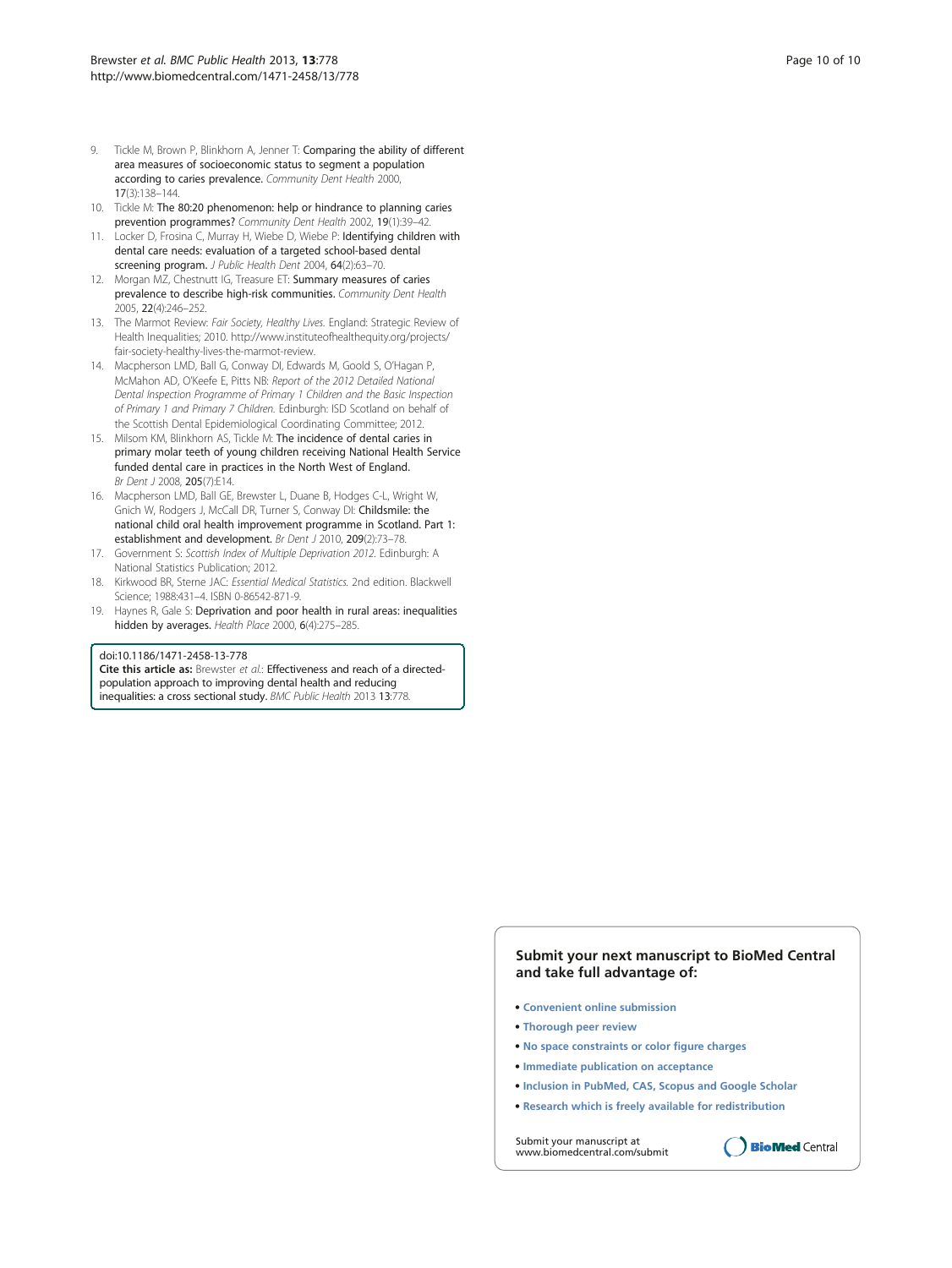9. Tickle M, Brown P, Blinkhorn A, Jenner T: **Comparing the ability of different area measures of socioeconomic status to segment a population according to caries prevalence.** *Community Dent Health* 2000, **17**(3):138–144.
10. Tickle M: **The 80:20 phenomenon: help or hindrance to planning caries prevention programmes?** *Community Dent Health* 2002, **19**(1):39–42.
11. Locker D, Frosina C, Murray H, Wiebe D, Wiebe P: **Identifying children with dental care needs: evaluation of a targeted school-based dental screening program.** *J Public Health Dent* 2004, **64**(2):63–70.
12. Morgan MZ, Chestnutt IG, Treasure ET: **Summary measures of caries prevalence to describe high-risk communities.** *Community Dent Health* 2005, **22**(4):246–252.
13. The Marmot Review: *Fair Society, Healthy Lives.* England: Strategic Review of Health Inequalities; 2010. http://www.instituteofhealthequity.org/projects/fair-society-healthy-lives-the-marmot-review.
14. Macpherson LMD, Ball G, Conway DI, Edwards M, Goold S, O'Hagan P, McMahon AD, O'Keefe E, Pitts NB: *Report of the 2012 Detailed National Dental Inspection Programme of Primary 1 Children and the Basic Inspection of Primary 1 and Primary 7 Children.* Edinburgh: ISD Scotland on behalf of the Scottish Dental Epidemiological Coordinating Committee; 2012.
15. Milsom KM, Blinkhorn AS, Tickle M: **The incidence of dental caries in primary molar teeth of young children receiving National Health Service funded dental care in practices in the North West of England.** *Br Dent J* 2008, **205**(7):E14.
16. Macpherson LMD, Ball GE, Brewster L, Duane B, Hodges C-L, Wright W, Gnich W, Rodgers J, McCall DR, Turner S, Conway DI: **Childsmile: the national child oral health improvement programme in Scotland. Part 1: establishment and development.** *Br Dent J* 2010, **209**(2):73–78.
17. Government S: *Scottish Index of Multiple Deprivation 2012.* Edinburgh: A National Statistics Publication; 2012.
18. Kirkwood BR, Sterne JAC: *Essential Medical Statistics.* 2nd edition. Blackwell Science; 1988:431–4. ISBN 0-86542-871-9.
19. Haynes R, Gale S: **Deprivation and poor health in rural areas: inequalities hidden by averages.** *Health Place* 2000, **6**(4):275–285.

doi:10.1186/1471-2458-13-778
**Cite this article as:** Brewster *et al.*: Effectiveness and reach of a directed-population approach to improving dental health and reducing inequalities: a cross sectional study. *BMC Public Health* 2013 **13**:778.

**Submit your next manuscript to BioMed Central and take full advantage of:**

- **Convenient online submission**
- **Thorough peer review**
- **No space constraints or color figure charges**
- **Immediate publication on acceptance**
- **Inclusion in PubMed, CAS, Scopus and Google Scholar**
- **Research which is freely available for redistribution**

Submit your manuscript at
www.biomedcentral.com/submit

BioMed Central